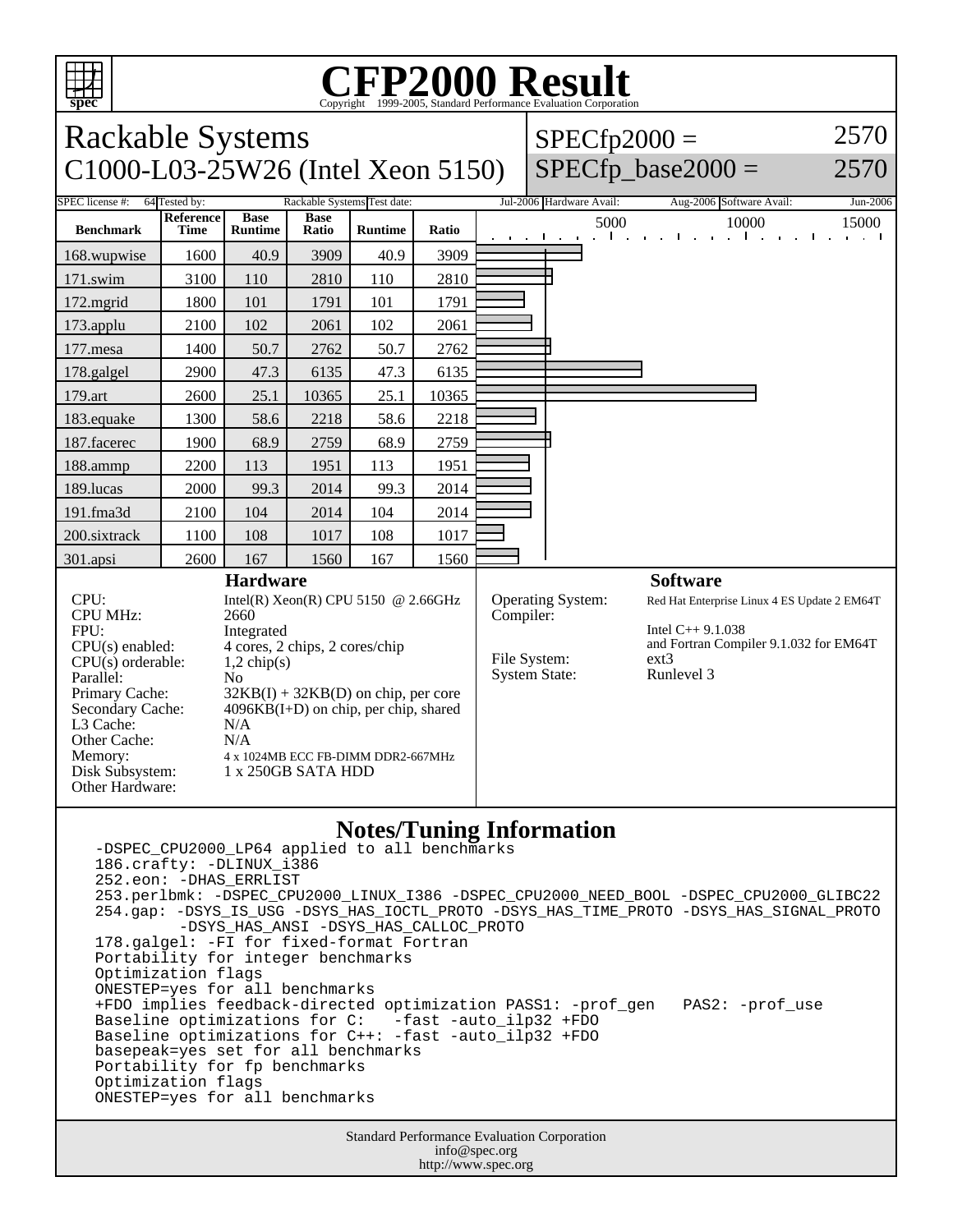# CFP2000 Result

Copyright 1999-2005, Standard Performance Evaluation Corporation

## Rackable Systems
## C1000-L03-25W26 (Intel Xeon 5150)

SPECfp2000 = 2570
SPECfp_base2000 = 2570

| SPEC license #: | 64 | Tested by: | Rackable Systems | Test date: | Jul-2006 | Hardware Avail: | Aug-2006 | Software Avail: | Jun-2006 |
|---|---|---|---|---|---|---|---|---|---|

| Benchmark | Reference Time | Base Runtime | Base Ratio | Runtime | Ratio |
|---|---|---|---|---|---|
| 168.wupwise | 1600 | 40.9 | 3909 | 40.9 | 3909 |
| 171.swim | 3100 | 110 | 2810 | 110 | 2810 |
| 172.mgrid | 1800 | 101 | 1791 | 101 | 1791 |
| 173.applu | 2100 | 102 | 2061 | 102 | 2061 |
| 177.mesa | 1400 | 50.7 | 2762 | 50.7 | 2762 |
| 178.galgel | 2900 | 47.3 | 6135 | 47.3 | 6135 |
| 179.art | 2600 | 25.1 | 10365 | 25.1 | 10365 |
| 183.equake | 1300 | 58.6 | 2218 | 58.6 | 2218 |
| 187.facerec | 1900 | 68.9 | 2759 | 68.9 | 2759 |
| 188.ammp | 2200 | 113 | 1951 | 113 | 1951 |
| 189.lucas | 2000 | 99.3 | 2014 | 99.3 | 2014 |
| 191.fma3d | 2100 | 104 | 2014 | 104 | 2014 |
| 200.sixtrack | 1100 | 108 | 1017 | 108 | 1017 |
| 301.apsi | 2600 | 167 | 1560 | 167 | 1560 |

### Hardware

| | |
|---|---|
| CPU: | Intel(R) Xeon(R) CPU 5150 @ 2.66GHz |
| CPU MHz: | 2660 |
| FPU: | Integrated |
| CPU(s) enabled: | 4 cores, 2 chips, 2 cores/chip |
| CPU(s) orderable: | 1,2 chip(s) |
| Parallel: | No |
| Primary Cache: | 32KB(I) + 32KB(D) on chip, per core |
| Secondary Cache: | 4096KB(I+D) on chip, per chip, shared |
| L3 Cache: | N/A |
| Other Cache: | N/A |
| Memory: | 4 x 1024MB ECC FB-DIMM DDR2-667MHz |
| Disk Subsystem: | 1 x 250GB SATA HDD |
| Other Hardware: | |

### Software

| | |
|---|---|
| Operating System: | Red Hat Enterprise Linux 4 ES Update 2 EM64T |
| Compiler: | Intel C++ 9.1.038 and Fortran Compiler 9.1.032 for EM64T |
| File System: | ext3 |
| System State: | Runlevel 3 |

### Notes/Tuning Information

```
-DSPEC_CPU2000_LP64 applied to all benchmarks
186.crafty: -DLINUX_i386
252.eon: -DHAS_ERRLIST
253.perlbmk: -DSPEC_CPU2000_LINUX_I386 -DSPEC_CPU2000_NEED_BOOL -DSPEC_CPU2000_GLIBC22
254.gap: -DSYS_IS_USG -DSYS_HAS_IOCTL_PROTO -DSYS_HAS_TIME_PROTO -DSYS_HAS_SIGNAL_PROTO
        -DSYS_HAS_ANSI -DSYS_HAS_CALLOC_PROTO
178.galgel: -FI for fixed-format Fortran
Portability for integer benchmarks
Optimization flags
ONESTEP=yes for all benchmarks
+FDO implies feedback-directed optimization PASS1: -prof_gen   PAS2: -prof_use
Baseline optimizations for C:   -fast -auto_ilp32 +FDO
Baseline optimizations for C++: -fast -auto_ilp32 +FDO
basepeak=yes set for all benchmarks
Portability for fp benchmarks
Optimization flags
ONESTEP=yes for all benchmarks
```

Standard Performance Evaluation Corporation
info@spec.org
http://www.spec.org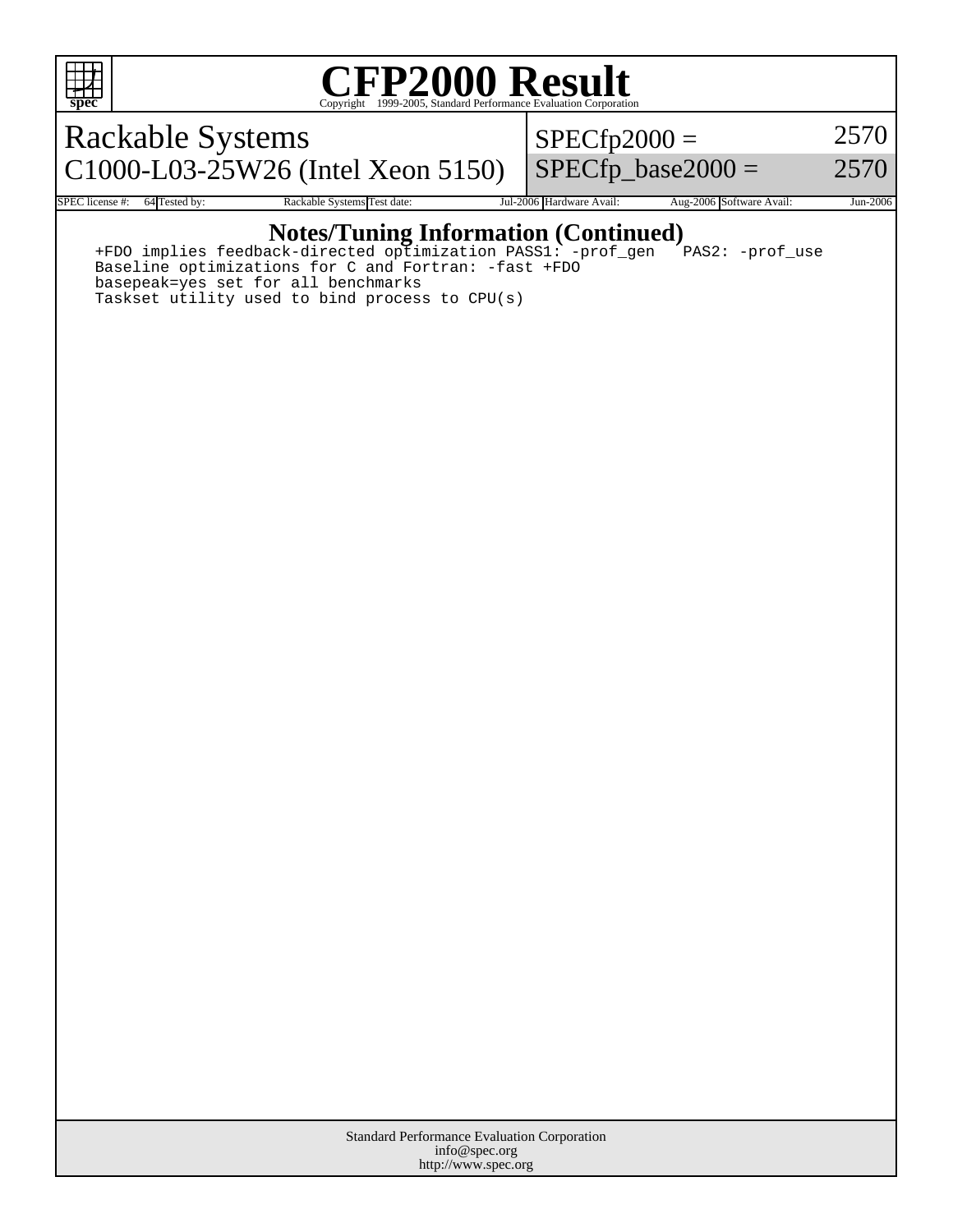# CFP2000 Result

Copyright 1999-2005, Standard Performance Evaluation Corporation

Rackable Systems
C1000-L03-25W26 (Intel Xeon 5150)

SPECfp2000 = 2570
SPECfp_base2000 = 2570

| SPEC license #: | 64 | Tested by: | Rackable Systems | Test date: | Jul-2006 | Hardware Avail: | Aug-2006 | Software Avail: | Jun-2006 |
|---|---|---|---|---|---|---|---|---|---|

## Notes/Tuning Information (Continued)

```
+FDO implies feedback-directed optimization PASS1: -prof_gen   PAS2: -prof_use
Baseline optimizations for C and Fortran: -fast +FDO
basepeak=yes set for all benchmarks
Taskset utility used to bind process to CPU(s)
```

Standard Performance Evaluation Corporation
info@spec.org
http://www.spec.org